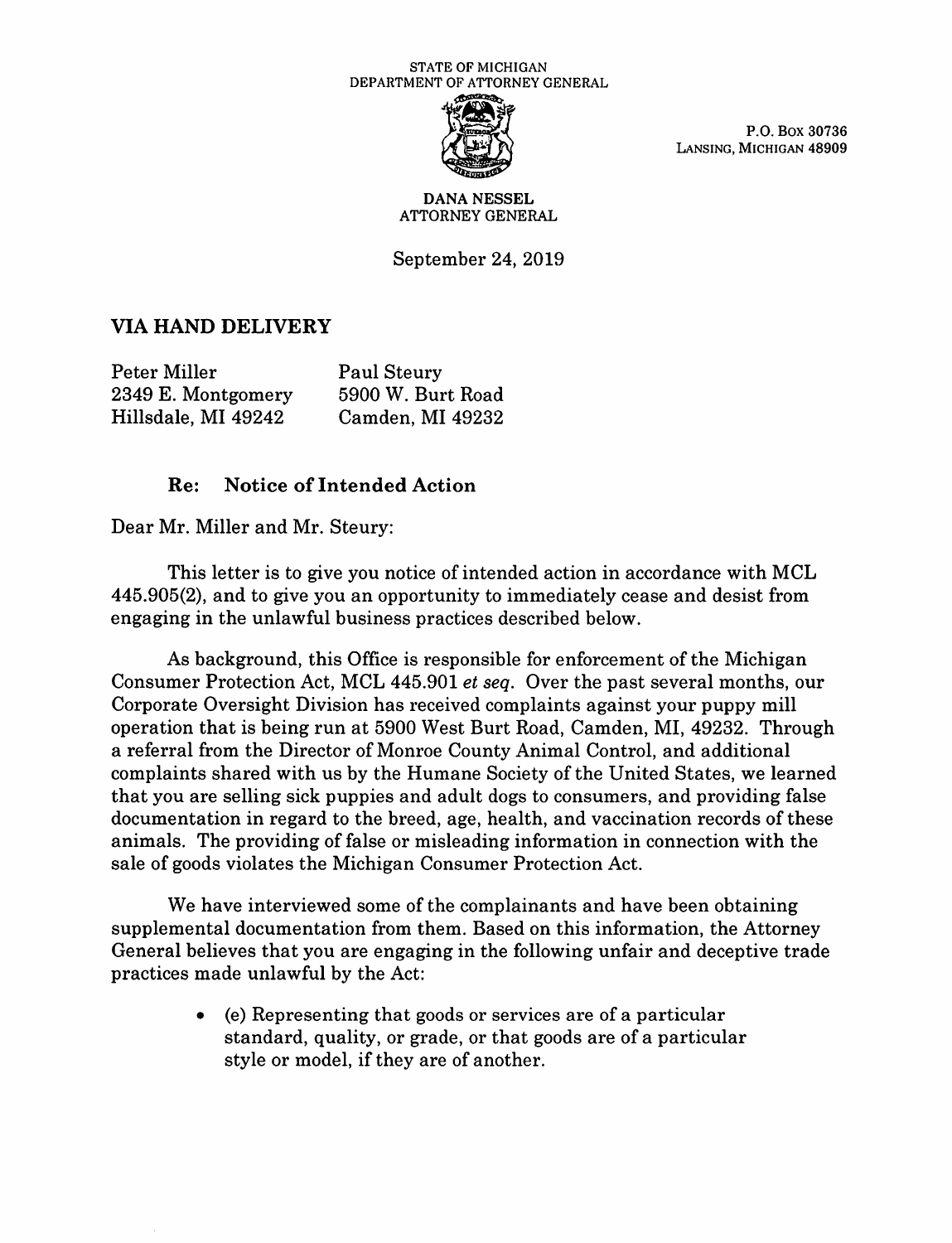STATE OF MICHIGAN
DEPARTMENT OF ATTORNEY GENERAL

P.O. BOX 30736
LANSING, MICHIGAN 48909

DANA NESSEL
ATTORNEY GENERAL

September 24, 2019

**VIA HAND DELIVERY**

| Peter Miller | Paul Steury |
| --- | --- |
| 2349 E. Montgomery | 5900 W. Burt Road |
| Hillsdale, MI 49242 | Camden, MI 49232 |

**Re: Notice of Intended Action**

Dear Mr. Miller and Mr. Steury:

This letter is to give you notice of intended action in accordance with MCL 445.905(2), and to give you an opportunity to immediately cease and desist from engaging in the unlawful business practices described below.

As background, this Office is responsible for enforcement of the Michigan Consumer Protection Act, MCL 445.901 *et seq.* Over the past several months, our Corporate Oversight Division has received complaints against your puppy mill operation that is being run at 5900 West Burt Road, Camden, MI, 49232. Through a referral from the Director of Monroe County Animal Control, and additional complaints shared with us by the Humane Society of the United States, we learned that you are selling sick puppies and adult dogs to consumers, and providing false documentation in regard to the breed, age, health, and vaccination records of these animals. The providing of false or misleading information in connection with the sale of goods violates the Michigan Consumer Protection Act.

We have interviewed some of the complainants and have been obtaining supplemental documentation from them. Based on this information, the Attorney General believes that you are engaging in the following unfair and deceptive trade practices made unlawful by the Act:

- (e) Representing that goods or services are of a particular standard, quality, or grade, or that goods are of a particular style or model, if they are of another.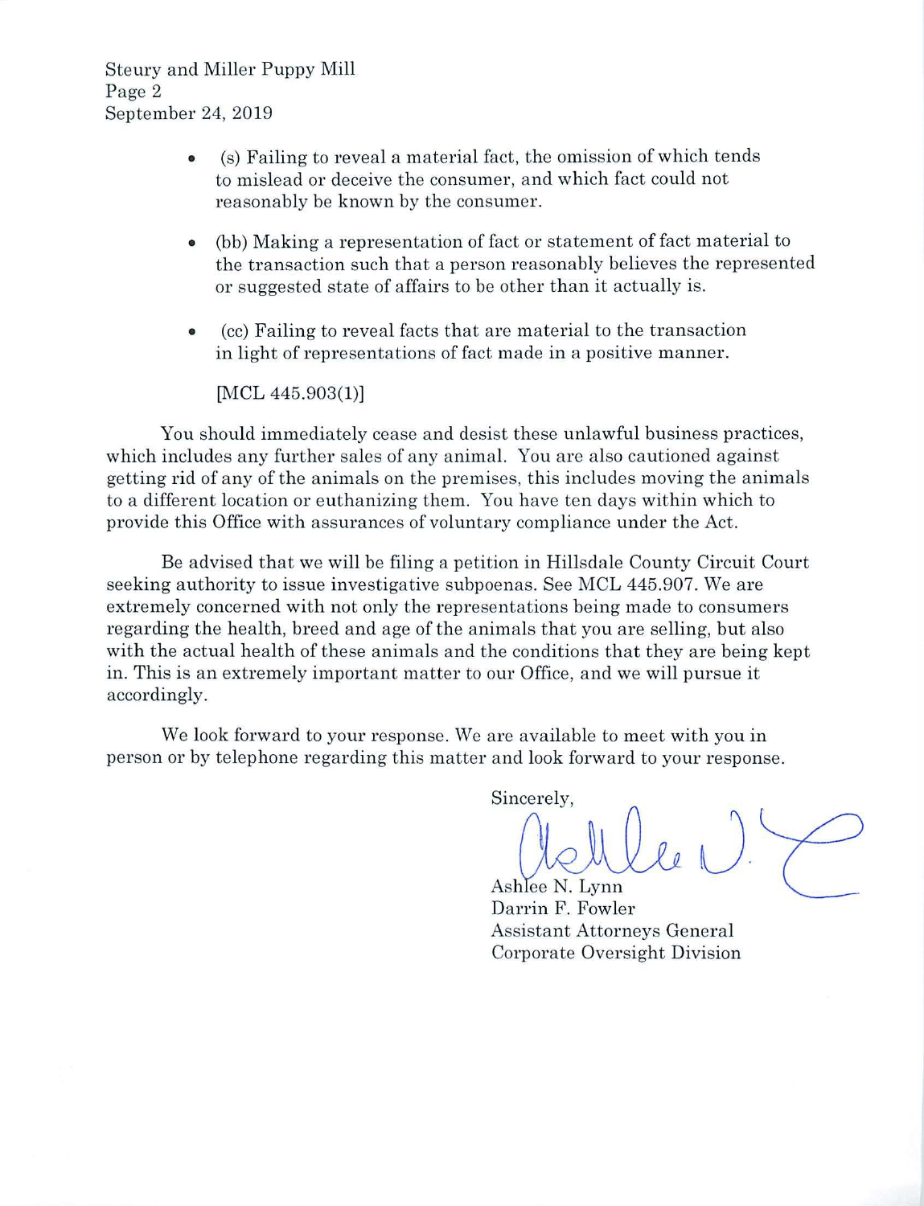- (s) Failing to reveal a material fact, the omission of which tends to mislead or deceive the consumer, and which fact could not reasonably be known by the consumer.

- (bb) Making a representation of fact or statement of fact material to the transaction such that a person reasonably believes the represented or suggested state of affairs to be other than it actually is.

- (cc) Failing to reveal facts that are material to the transaction in light of representations of fact made in a positive manner.

[MCL 445.903(1)]

You should immediately cease and desist these unlawful business practices, which includes any further sales of any animal. You are also cautioned against getting rid of any of the animals on the premises, this includes moving the animals to a different location or euthanizing them. You have ten days within which to provide this Office with assurances of voluntary compliance under the Act.

Be advised that we will be filing a petition in Hillsdale County Circuit Court seeking authority to issue investigative subpoenas. See MCL 445.907. We are extremely concerned with not only the representations being made to consumers regarding the health, breed and age of the animals that you are selling, but also with the actual health of these animals and the conditions that they are being kept in. This is an extremely important matter to our Office, and we will pursue it accordingly.

We look forward to your response. We are available to meet with you in person or by telephone regarding this matter and look forward to your response.

Sincerely,

Ashlee N. Lynn
Darrin F. Fowler
Assistant Attorneys General
Corporate Oversight Division